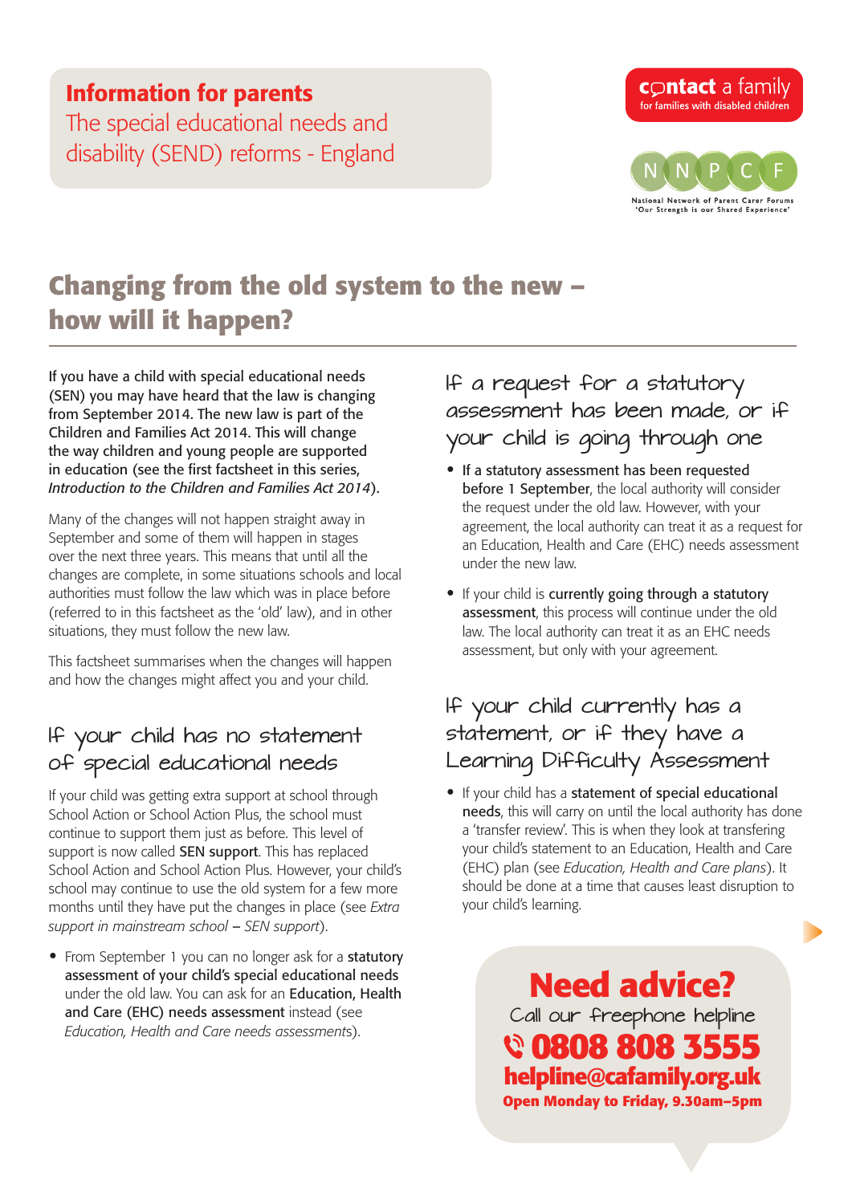**Information for parents**

The special educational needs and disability (SEND) reforms - England

contact a family
for families with disabled children

NNPCF
National Network of Parent Carer Forums
'Our Strength is our Shared Experience'

# Changing from the old system to the new – how will it happen?

If you have a child with special educational needs (SEN) you may have heard that the law is changing from September 2014. The new law is part of the Children and Families Act 2014. This will change the way children and young people are supported in education (see the first factsheet in this series, *Introduction to the Children and Families Act 2014*).

Many of the changes will not happen straight away in September and some of them will happen in stages over the next three years. This means that until all the changes are complete, in some situations schools and local authorities must follow the law which was in place before (referred to in this factsheet as the 'old' law), and in other situations, they must follow the new law.

This factsheet summarises when the changes will happen and how the changes might affect you and your child.

## If your child has no statement of special educational needs

If your child was getting extra support at school through School Action or School Action Plus, the school must continue to support them just as before. This level of support is now called **SEN support**. This has replaced School Action and School Action Plus. However, your child's school may continue to use the old system for a few more months until they have put the changes in place (see *Extra support in mainstream school – SEN support*).

- From September 1 you can no longer ask for a **statutory assessment of your child's special educational needs** under the old law. You can ask for an **Education, Health and Care (EHC) needs assessment** instead (see *Education, Health and Care needs assessments*).

## If a request for a statutory assessment has been made, or if your child is going through one

- **If a statutory assessment has been requested before 1 September**, the local authority will consider the request under the old law. However, with your agreement, the local authority can treat it as a request for an Education, Health and Care (EHC) needs assessment under the new law.
- If your child is **currently going through a statutory assessment**, this process will continue under the old law. The local authority can treat it as an EHC needs assessment, but only with your agreement.

## If your child currently has a statement, or if they have a Learning Difficulty Assessment

- If your child has a **statement of special educational needs**, this will carry on until the local authority has done a 'transfer review'. This is when they look at transfering your child's statement to an Education, Health and Care (EHC) plan (see *Education, Health and Care plans*). It should be done at a time that causes least disruption to your child's learning.

**Need advice?**
Call our freephone helpline
**0808 808 3555**
**helpline@cafamily.org.uk**
**Open Monday to Friday, 9.30am–5pm**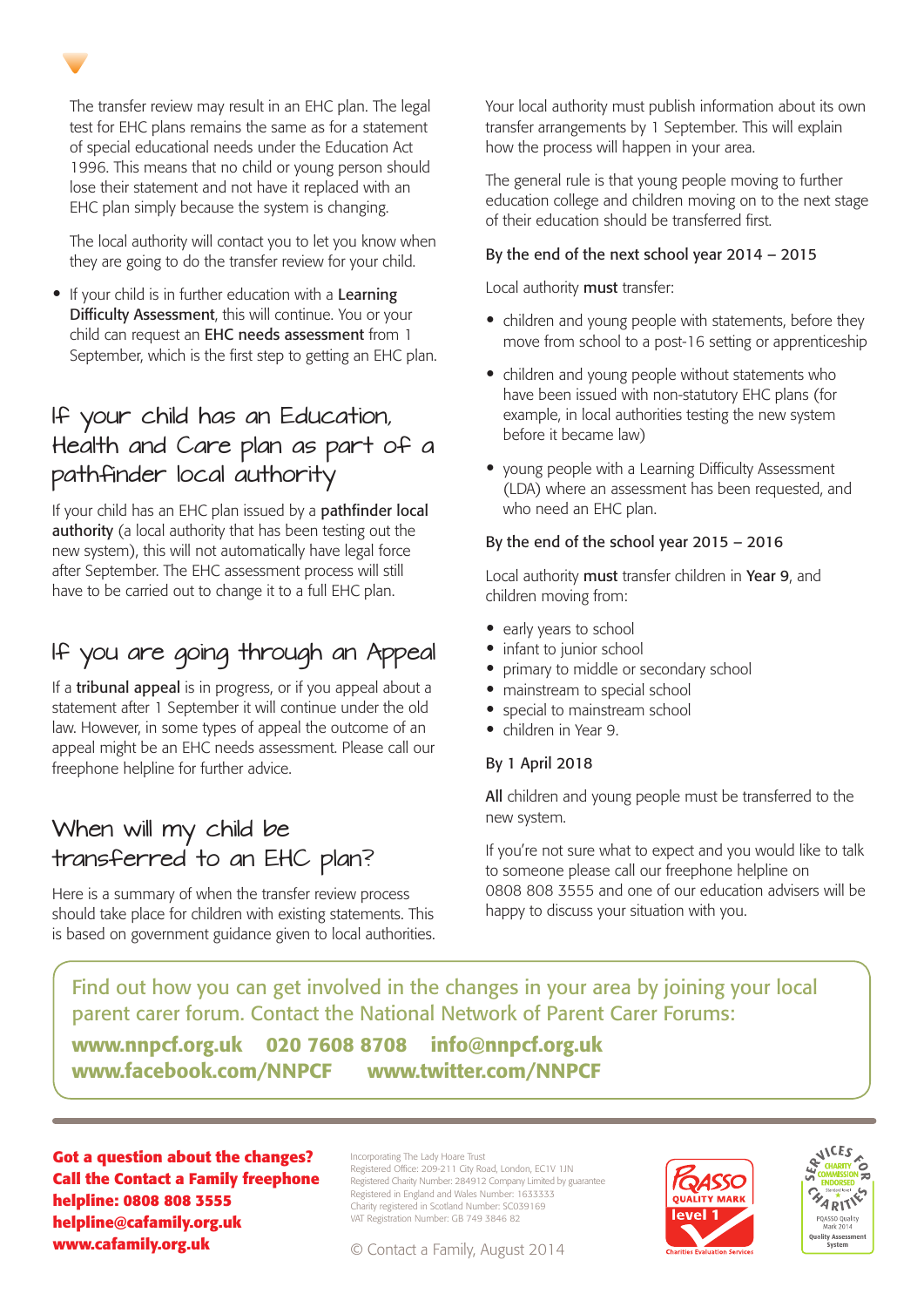The transfer review may result in an EHC plan. The legal test for EHC plans remains the same as for a statement of special educational needs under the Education Act 1996. This means that no child or young person should lose their statement and not have it replaced with an EHC plan simply because the system is changing.

The local authority will contact you to let you know when they are going to do the transfer review for your child.

- If your child is in further education with a **Learning Difficulty Assessment**, this will continue. You or your child can request an **EHC needs assessment** from 1 September, which is the first step to getting an EHC plan.

## If your child has an Education, Health and Care plan as part of a pathfinder local authority

If your child has an EHC plan issued by a **pathfinder local authority** (a local authority that has been testing out the new system), this will not automatically have legal force after September. The EHC assessment process will still have to be carried out to change it to a full EHC plan.

## If you are going through an Appeal

If a **tribunal appeal** is in progress, or if you appeal about a statement after 1 September it will continue under the old law. However, in some types of appeal the outcome of an appeal might be an EHC needs assessment. Please call our freephone helpline for further advice.

## When will my child be transferred to an EHC plan?

Here is a summary of when the transfer review process should take place for children with existing statements. This is based on government guidance given to local authorities.

Your local authority must publish information about its own transfer arrangements by 1 September. This will explain how the process will happen in your area.

The general rule is that young people moving to further education college and children moving on to the next stage of their education should be transferred first.

**By the end of the next school year 2014 – 2015**

Local authority **must** transfer:

- children and young people with statements, before they move from school to a post-16 setting or apprenticeship
- children and young people without statements who have been issued with non-statutory EHC plans (for example, in local authorities testing the new system before it became law)
- young people with a Learning Difficulty Assessment (LDA) where an assessment has been requested, and who need an EHC plan.

**By the end of the school year 2015 – 2016**

Local authority **must** transfer children in **Year 9**, and children moving from:

- early years to school
- infant to junior school
- primary to middle or secondary school
- mainstream to special school
- special to mainstream school
- children in Year 9.

**By 1 April 2018**

**All** children and young people must be transferred to the new system.

If you're not sure what to expect and you would like to talk to someone please call our freephone helpline on 0808 808 3555 and one of our education advisers will be happy to discuss your situation with you.

Find out how you can get involved in the changes in your area by joining your local parent carer forum. Contact the National Network of Parent Carer Forums:

**www.nnpcf.org.uk 020 7608 8708 info@nnpcf.org.uk**
**www.facebook.com/NNPCF www.twitter.com/NNPCF**

**Got a question about the changes? Call the Contact a Family freephone helpline: 0808 808 3555**
**helpline@cafamily.org.uk**
**www.cafamily.org.uk**

Incorporating The Lady Hoare Trust
Registered Office: 209-211 City Road, London, EC1V 1JN
Registered Charity Number: 284912 Company Limited by guarantee
Registered in England and Wales Number: 1633333
Charity registered in Scotland Number: SC039169
VAT Registration Number: GB 749 3846 82

© Contact a Family, August 2014